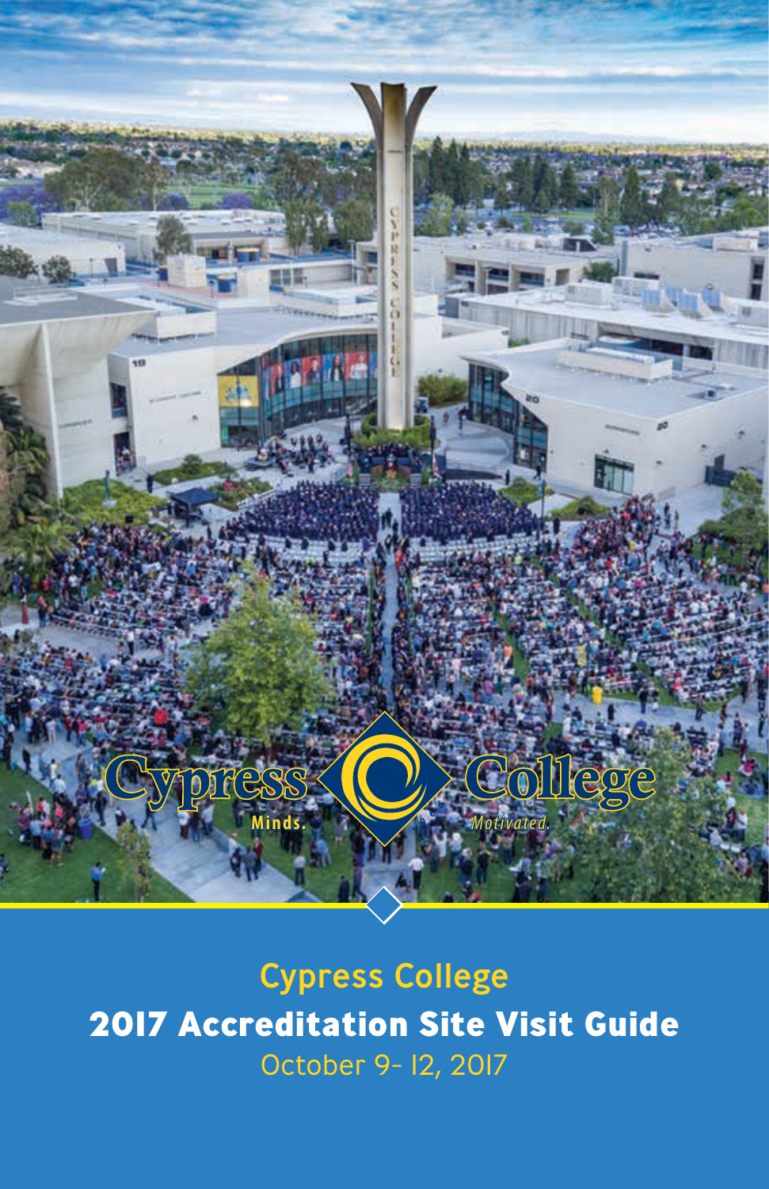# Cypress College

## 2017 Accreditation Site Visit Guide

October 9- 12, 2017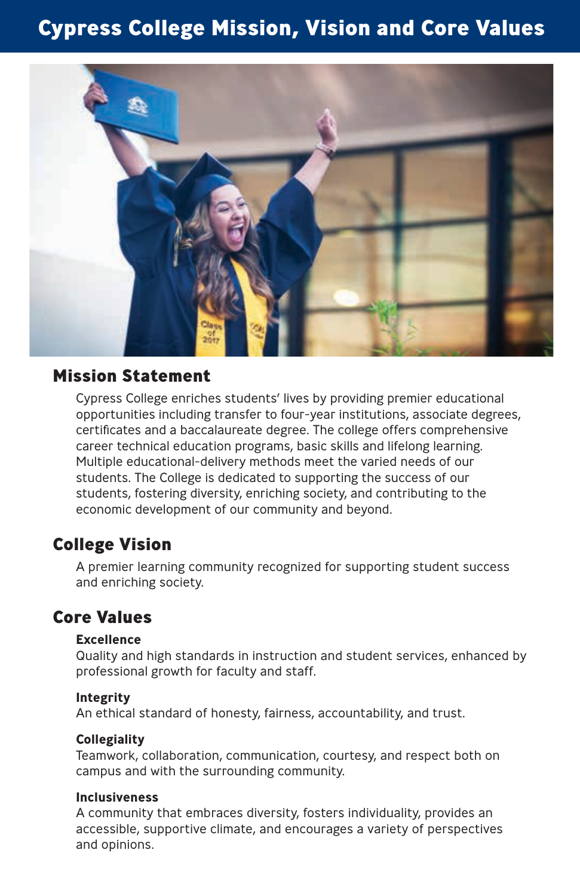# Cypress College Mission, Vision and Core Values

## Mission Statement

Cypress College enriches students' lives by providing premier educational opportunities including transfer to four-year institutions, associate degrees, certificates and a baccalaureate degree. The college offers comprehensive career technical education programs, basic skills and lifelong learning. Multiple educational-delivery methods meet the varied needs of our students. The College is dedicated to supporting the success of our students, fostering diversity, enriching society, and contributing to the economic development of our community and beyond.

## College Vision

A premier learning community recognized for supporting student success and enriching society.

## Core Values

**Excellence**
Quality and high standards in instruction and student services, enhanced by professional growth for faculty and staff.

**Integrity**
An ethical standard of honesty, fairness, accountability, and trust.

**Collegiality**
Teamwork, collaboration, communication, courtesy, and respect both on campus and with the surrounding community.

**Inclusiveness**
A community that embraces diversity, fosters individuality, provides an accessible, supportive climate, and encourages a variety of perspectives and opinions.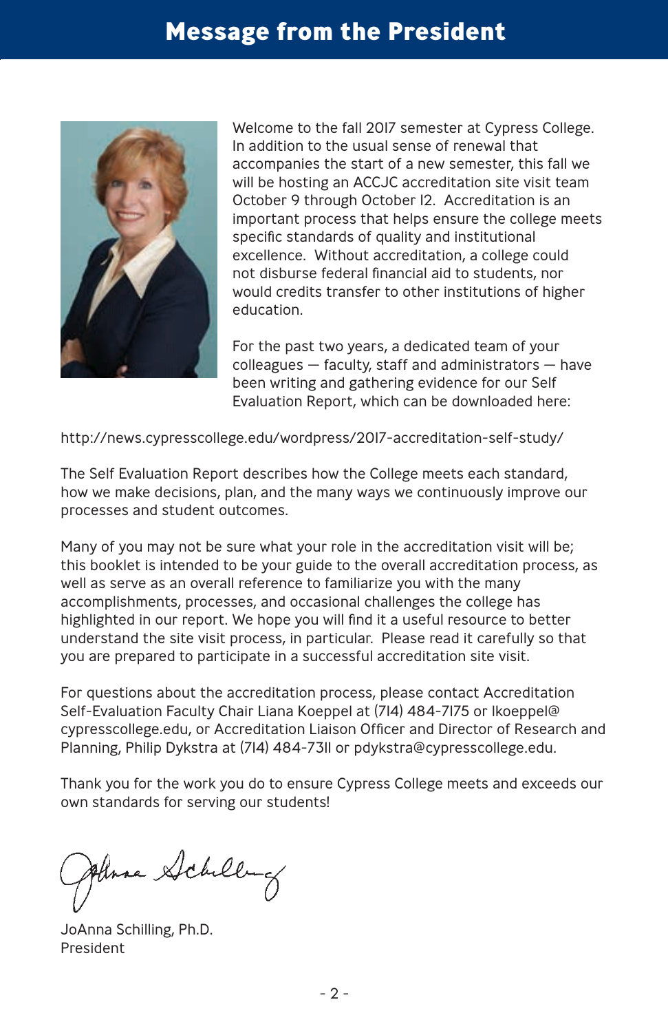# Message from the President

Welcome to the fall 2017 semester at Cypress College. In addition to the usual sense of renewal that accompanies the start of a new semester, this fall we will be hosting an ACCJC accreditation site visit team October 9 through October 12. Accreditation is an important process that helps ensure the college meets specific standards of quality and institutional excellence. Without accreditation, a college could not disburse federal financial aid to students, nor would credits transfer to other institutions of higher education.

For the past two years, a dedicated team of your colleagues — faculty, staff and administrators — have been writing and gathering evidence for our Self Evaluation Report, which can be downloaded here:

http://news.cypresscollege.edu/wordpress/2017-accreditation-self-study/

The Self Evaluation Report describes how the College meets each standard, how we make decisions, plan, and the many ways we continuously improve our processes and student outcomes.

Many of you may not be sure what your role in the accreditation visit will be; this booklet is intended to be your guide to the overall accreditation process, as well as serve as an overall reference to familiarize you with the many accomplishments, processes, and occasional challenges the college has highlighted in our report. We hope you will find it a useful resource to better understand the site visit process, in particular. Please read it carefully so that you are prepared to participate in a successful accreditation site visit.

For questions about the accreditation process, please contact Accreditation Self-Evaluation Faculty Chair Liana Koeppel at (714) 484-7175 or lkoeppel@cypresscollege.edu, or Accreditation Liaison Officer and Director of Research and Planning, Philip Dykstra at (714) 484-7311 or pdykstra@cypresscollege.edu.

Thank you for the work you do to ensure Cypress College meets and exceeds our own standards for serving our students!

JoAnna Schilling, Ph.D.
President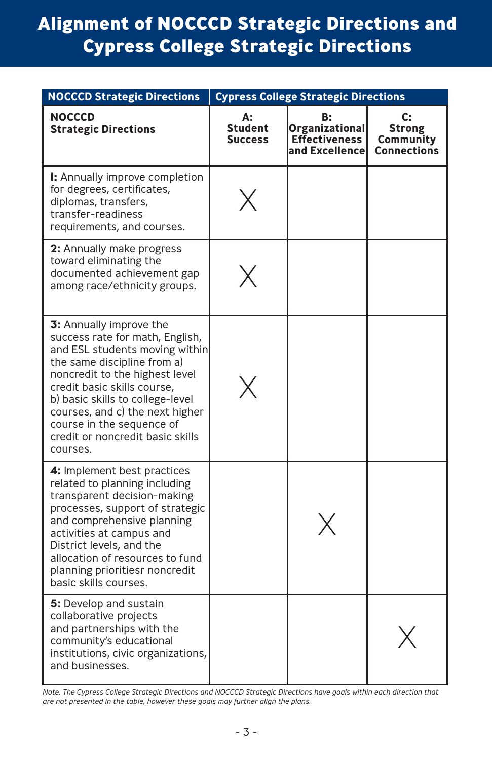# Alignment of NOCCCD Strategic Directions and Cypress College Strategic Directions

| NOCCCD Strategic Directions | Cypress College Strategic Directions | | |
|---|---|---|---|
| **NOCCCD Strategic Directions** | **A: Student Success** | **B: Organizational Effectiveness and Excellence** | **C: Strong Community Connections** |
| **I:** Annually improve completion for degrees, certificates, diplomas, transfers, transfer-readiness requirements, and courses. | X | | |
| **2:** Annually make progress toward eliminating the documented achievement gap among race/ethnicity groups. | X | | |
| **3:** Annually improve the success rate for math, English, and ESL students moving within the same discipline from a) noncredit to the highest level credit basic skills course, b) basic skills to college-level courses, and c) the next higher course in the sequence of credit or noncredit basic skills courses. | X | | |
| **4:** Implement best practices related to planning including transparent decision-making processes, support of strategic and comprehensive planning activities at campus and District levels, and the allocation of resources to fund planning prioritiesr noncredit basic skills courses. | | X | |
| **5:** Develop and sustain collaborative projects and partnerships with the community's educational institutions, civic organizations, and businesses. | | | X |

*Note. The Cypress College Strategic Directions and NOCCCD Strategic Directions have goals within each direction that are not presented in the table, however these goals may further align the plans.*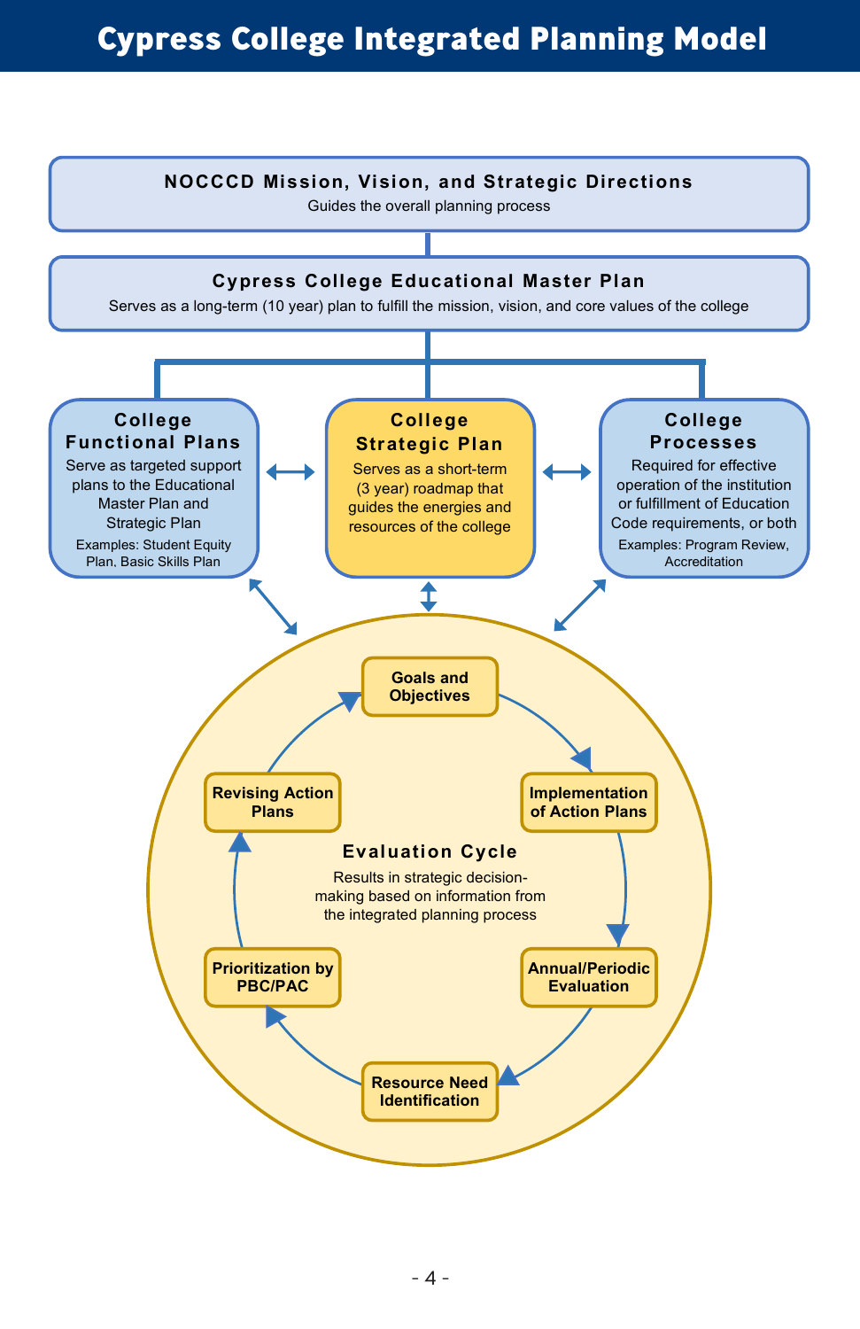# Cypress College Integrated Planning Model

## NOCCCD Mission, Vision, and Strategic Directions

Guides the overall planning process

## Cypress College Educational Master Plan

Serves as a long-term (10 year) plan to fulfill the mission, vision, and core values of the college

### College Functional Plans

Serve as targeted support plans to the Educational Master Plan and Strategic Plan

Examples: Student Equity Plan, Basic Skills Plan

### College Strategic Plan

Serves as a short-term (3 year) roadmap that guides the energies and resources of the college

### College Processes

Required for effective operation of the institution or fulfillment of Education Code requirements, or both

Examples: Program Review, Accreditation

### Evaluation Cycle

Results in strategic decision-making based on information from the integrated planning process

- Goals and Objectives
- Implementation of Action Plans
- Annual/Periodic Evaluation
- Resource Need Identification
- Prioritization by PBC/PAC
- Revising Action Plans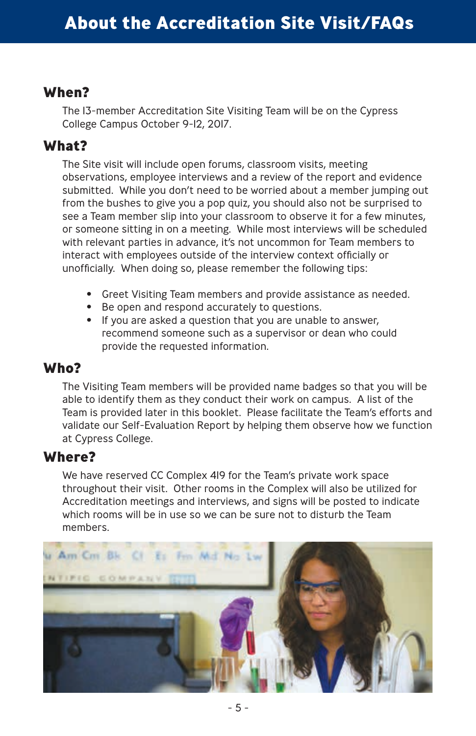# About the Accreditation Site Visit/FAQs

## When?

The 13-member Accreditation Site Visiting Team will be on the Cypress College Campus October 9-12, 2017.

## What?

The Site visit will include open forums, classroom visits, meeting observations, employee interviews and a review of the report and evidence submitted. While you don't need to be worried about a member jumping out from the bushes to give you a pop quiz, you should also not be surprised to see a Team member slip into your classroom to observe it for a few minutes, or someone sitting in on a meeting. While most interviews will be scheduled with relevant parties in advance, it's not uncommon for Team members to interact with employees outside of the interview context officially or unofficially. When doing so, please remember the following tips:

- Greet Visiting Team members and provide assistance as needed.
- Be open and respond accurately to questions.
- If you are asked a question that you are unable to answer, recommend someone such as a supervisor or dean who could provide the requested information.

## Who?

The Visiting Team members will be provided name badges so that you will be able to identify them as they conduct their work on campus. A list of the Team is provided later in this booklet. Please facilitate the Team's efforts and validate our Self-Evaluation Report by helping them observe how we function at Cypress College.

## Where?

We have reserved CC Complex 419 for the Team's private work space throughout their visit. Other rooms in the Complex will also be utilized for Accreditation meetings and interviews, and signs will be posted to indicate which rooms will be in use so we can be sure not to disturb the Team members.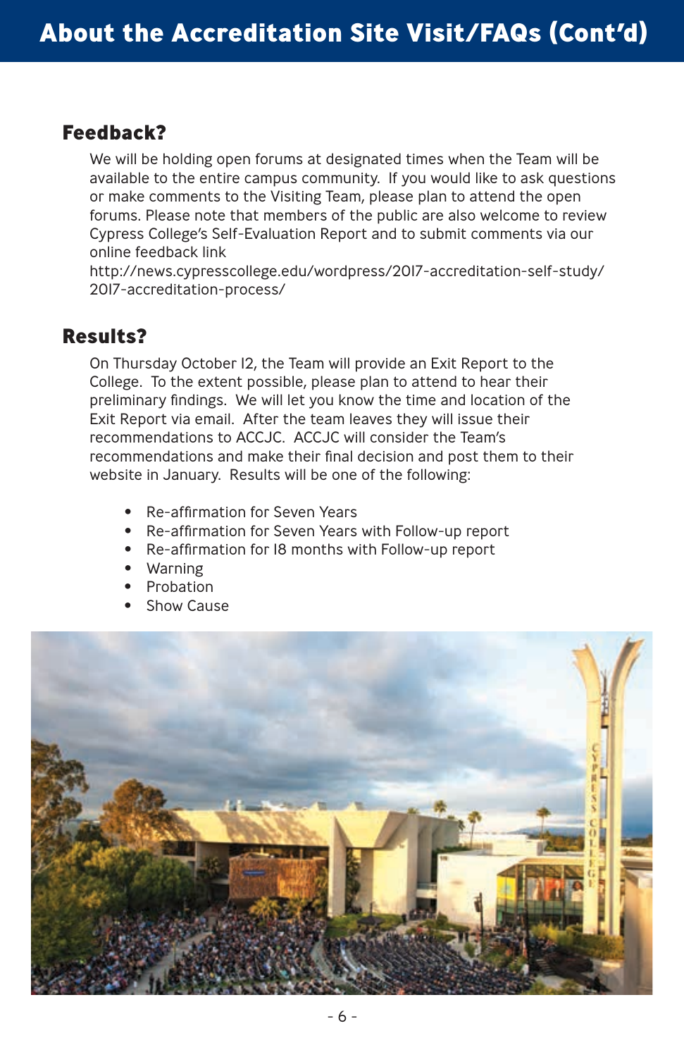# About the Accreditation Site Visit/FAQs (Cont'd)

## Feedback?

We will be holding open forums at designated times when the Team will be available to the entire campus community. If you would like to ask questions or make comments to the Visiting Team, please plan to attend the open forums. Please note that members of the public are also welcome to review Cypress College's Self-Evaluation Report and to submit comments via our online feedback link
http://news.cypresscollege.edu/wordpress/2017-accreditation-self-study/2017-accreditation-process/

## Results?

On Thursday October 12, the Team will provide an Exit Report to the College. To the extent possible, please plan to attend to hear their preliminary findings. We will let you know the time and location of the Exit Report via email. After the team leaves they will issue their recommendations to ACCJC. ACCJC will consider the Team's recommendations and make their final decision and post them to their website in January. Results will be one of the following:

- Re-affirmation for Seven Years
- Re-affirmation for Seven Years with Follow-up report
- Re-affirmation for 18 months with Follow-up report
- Warning
- Probation
- Show Cause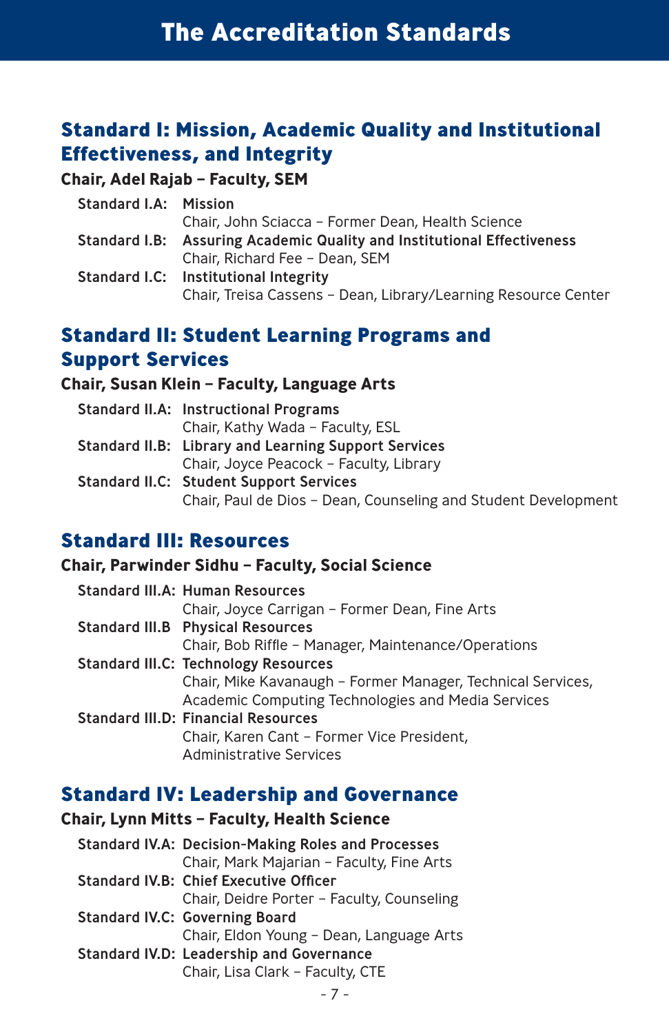# The Accreditation Standards

## Standard I: Mission, Academic Quality and Institutional Effectiveness, and Integrity

**Chair, Adel Rajab – Faculty, SEM**

**Standard I.A: Mission**
Chair, John Sciacca – Former Dean, Health Science

**Standard I.B: Assuring Academic Quality and Institutional Effectiveness**
Chair, Richard Fee – Dean, SEM

**Standard I.C: Institutional Integrity**
Chair, Treisa Cassens – Dean, Library/Learning Resource Center

## Standard II: Student Learning Programs and Support Services

**Chair, Susan Klein – Faculty, Language Arts**

**Standard II.A: Instructional Programs**
Chair, Kathy Wada – Faculty, ESL

**Standard II.B: Library and Learning Support Services**
Chair, Joyce Peacock – Faculty, Library

**Standard II.C: Student Support Services**
Chair, Paul de Dios – Dean, Counseling and Student Development

## Standard III: Resources

**Chair, Parwinder Sidhu – Faculty, Social Science**

**Standard III.A: Human Resources**
Chair, Joyce Carrigan – Former Dean, Fine Arts

**Standard III.B Physical Resources**
Chair, Bob Riffle – Manager, Maintenance/Operations

**Standard III.C: Technology Resources**
Chair, Mike Kavanaugh – Former Manager, Technical Services, Academic Computing Technologies and Media Services

**Standard III.D: Financial Resources**
Chair, Karen Cant – Former Vice President, Administrative Services

## Standard IV: Leadership and Governance

**Chair, Lynn Mitts – Faculty, Health Science**

**Standard IV.A: Decision-Making Roles and Processes**
Chair, Mark Majarian – Faculty, Fine Arts

**Standard IV.B: Chief Executive Officer**
Chair, Deidre Porter – Faculty, Counseling

**Standard IV.C: Governing Board**
Chair, Eldon Young – Dean, Language Arts

**Standard IV.D: Leadership and Governance**
Chair, Lisa Clark – Faculty, CTE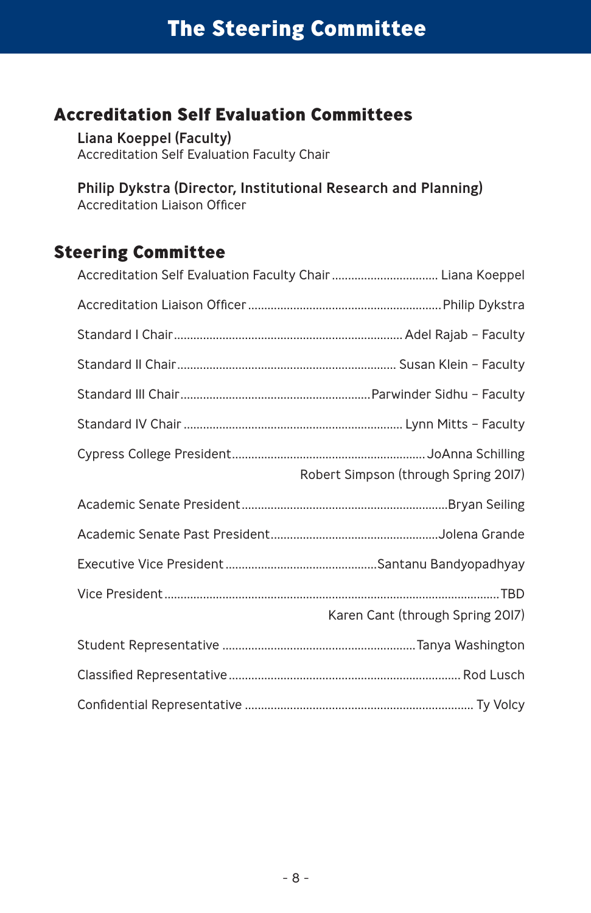# The Steering Committee

## Accreditation Self Evaluation Committees

**Liana Koeppel (Faculty)**
Accreditation Self Evaluation Faculty Chair

**Philip Dykstra (Director, Institutional Research and Planning)**
Accreditation Liaison Officer

## Steering Committee

Accreditation Self Evaluation Faculty Chair ................................ Liana Koeppel

Accreditation Liaison Officer ........................................................... Philip Dykstra

Standard I Chair ..................................................................... Adel Rajab – Faculty

Standard II Chair .................................................................. Susan Klein – Faculty

Standard III Chair .......................................................... Parwinder Sidhu – Faculty

Standard IV Chair .................................................................. Lynn Mitts – Faculty

Cypress College President ........................................................... JoAnna Schilling
Robert Simpson (through Spring 2017)

Academic Senate President ................................................................ Bryan Seiling

Academic Senate Past President .................................................... Jolena Grande

Executive Vice President ............................................... Santanu Bandyopadhyay

Vice President ....................................................................................................... TBD
Karen Cant (through Spring 2017)

Student Representative ............................................................ Tanya Washington

Classified Representative ......................................................................... Rod Lusch

Confidential Representative ....................................................................... Ty Volcy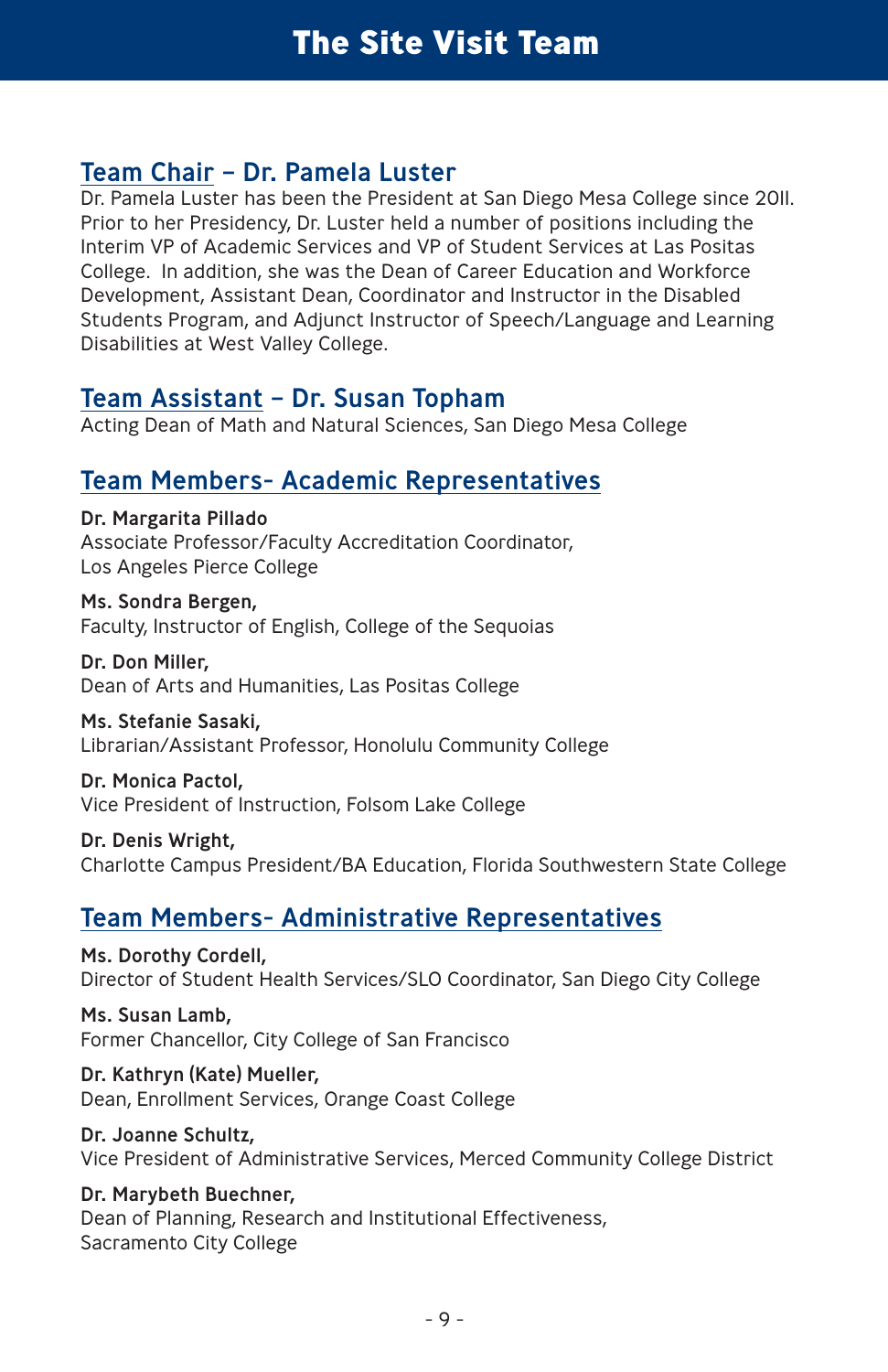# The Site Visit Team

## Team Chair – Dr. Pamela Luster

Dr. Pamela Luster has been the President at San Diego Mesa College since 2011. Prior to her Presidency, Dr. Luster held a number of positions including the Interim VP of Academic Services and VP of Student Services at Las Positas College. In addition, she was the Dean of Career Education and Workforce Development, Assistant Dean, Coordinator and Instructor in the Disabled Students Program, and Adjunct Instructor of Speech/Language and Learning Disabilities at West Valley College.

## Team Assistant – Dr. Susan Topham

Acting Dean of Math and Natural Sciences, San Diego Mesa College

## Team Members- Academic Representatives

**Dr. Margarita Pillado**
Associate Professor/Faculty Accreditation Coordinator,
Los Angeles Pierce College

**Ms. Sondra Bergen,**
Faculty, Instructor of English, College of the Sequoias

**Dr. Don Miller,**
Dean of Arts and Humanities, Las Positas College

**Ms. Stefanie Sasaki,**
Librarian/Assistant Professor, Honolulu Community College

**Dr. Monica Pactol,**
Vice President of Instruction, Folsom Lake College

**Dr. Denis Wright,**
Charlotte Campus President/BA Education, Florida Southwestern State College

## Team Members- Administrative Representatives

**Ms. Dorothy Cordell,**
Director of Student Health Services/SLO Coordinator, San Diego City College

**Ms. Susan Lamb,**
Former Chancellor, City College of San Francisco

**Dr. Kathryn (Kate) Mueller,**
Dean, Enrollment Services, Orange Coast College

**Dr. Joanne Schultz,**
Vice President of Administrative Services, Merced Community College District

**Dr. Marybeth Buechner,**
Dean of Planning, Research and Institutional Effectiveness,
Sacramento City College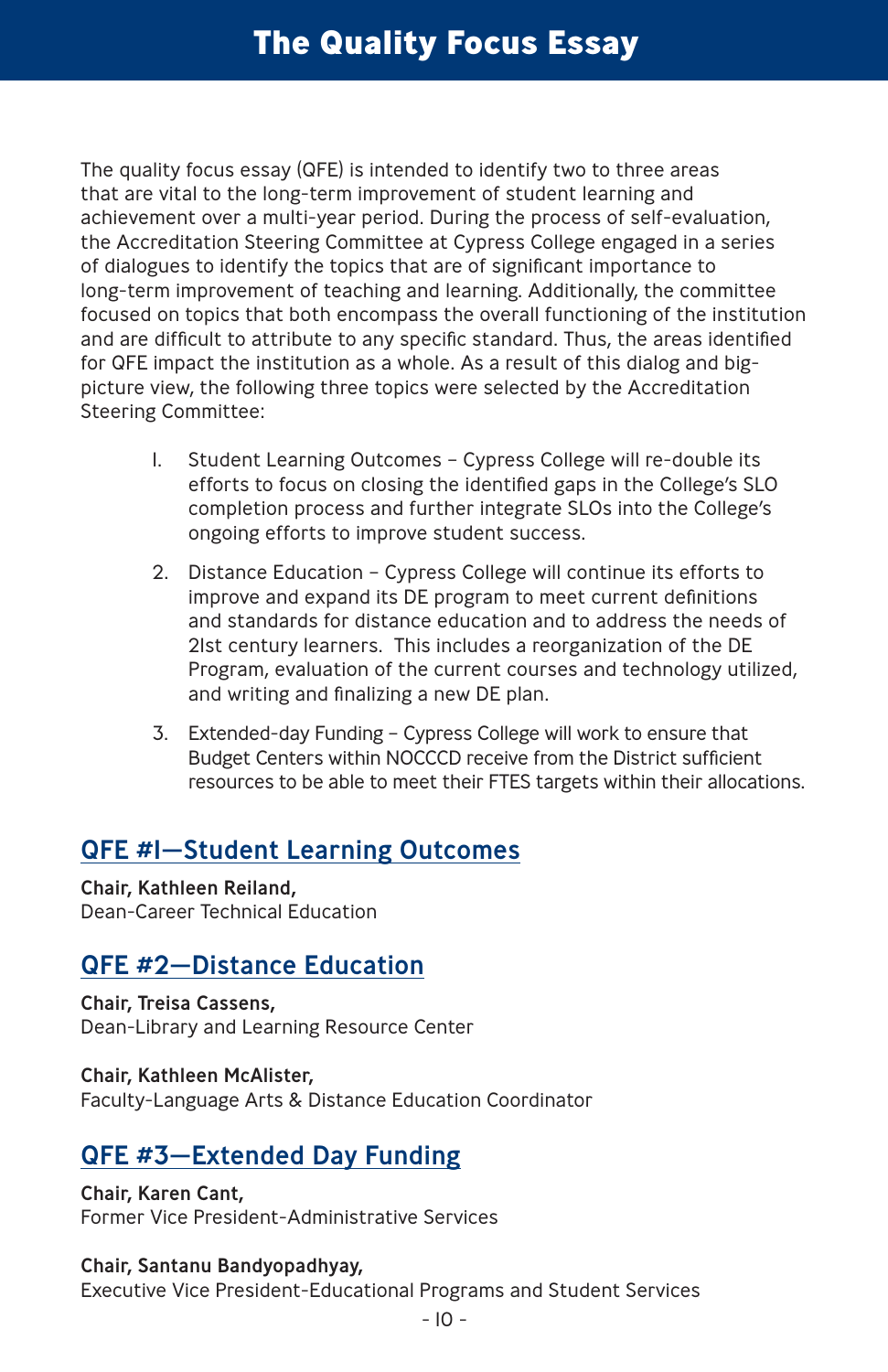# The Quality Focus Essay

The quality focus essay (QFE) is intended to identify two to three areas that are vital to the long-term improvement of student learning and achievement over a multi-year period. During the process of self-evaluation, the Accreditation Steering Committee at Cypress College engaged in a series of dialogues to identify the topics that are of significant importance to long-term improvement of teaching and learning. Additionally, the committee focused on topics that both encompass the overall functioning of the institution and are difficult to attribute to any specific standard. Thus, the areas identified for QFE impact the institution as a whole. As a result of this dialog and big-picture view, the following three topics were selected by the Accreditation Steering Committee:

1. Student Learning Outcomes – Cypress College will re-double its efforts to focus on closing the identified gaps in the College's SLO completion process and further integrate SLOs into the College's ongoing efforts to improve student success.
2. Distance Education – Cypress College will continue its efforts to improve and expand its DE program to meet current definitions and standards for distance education and to address the needs of 21st century learners. This includes a reorganization of the DE Program, evaluation of the current courses and technology utilized, and writing and finalizing a new DE plan.
3. Extended-day Funding – Cypress College will work to ensure that Budget Centers within NOCCCD receive from the District sufficient resources to be able to meet their FTES targets within their allocations.

## QFE #1—Student Learning Outcomes

**Chair, Kathleen Reiland,**
Dean-Career Technical Education

## QFE #2—Distance Education

**Chair, Treisa Cassens,**
Dean-Library and Learning Resource Center

**Chair, Kathleen McAlister,**
Faculty-Language Arts & Distance Education Coordinator

## QFE #3—Extended Day Funding

**Chair, Karen Cant,**
Former Vice President-Administrative Services

**Chair, Santanu Bandyopadhyay,**
Executive Vice President-Educational Programs and Student Services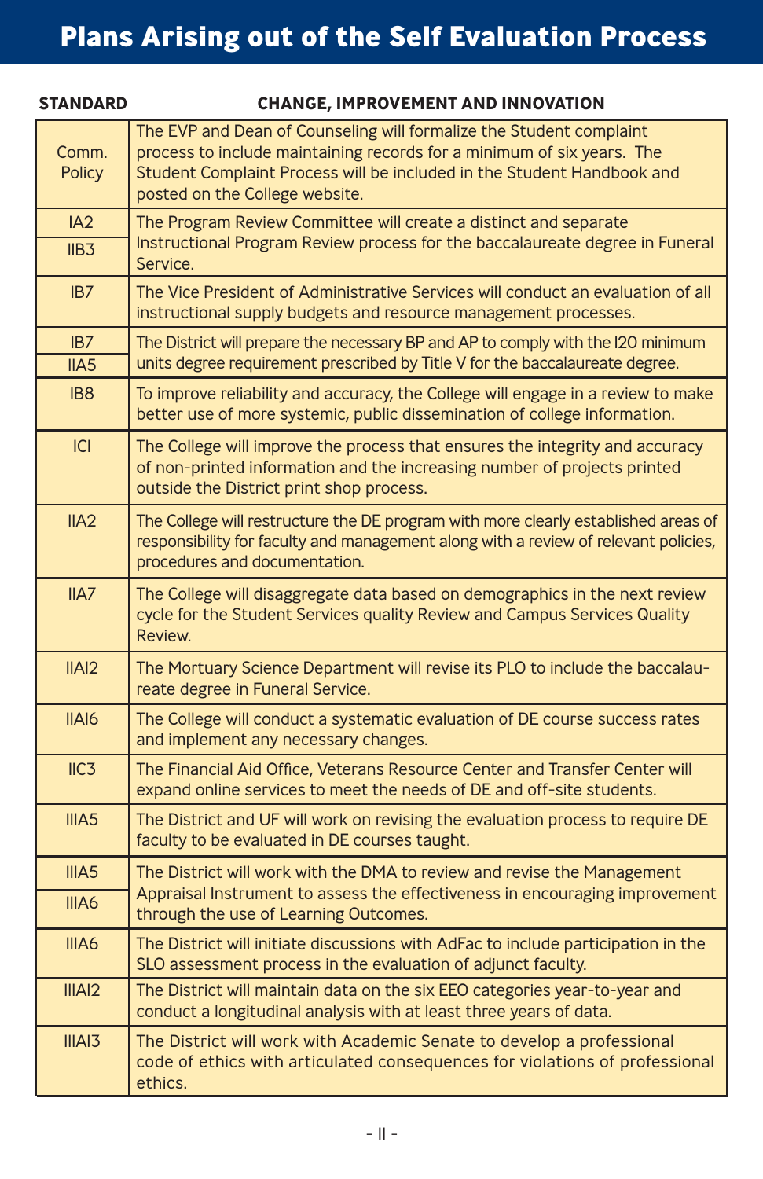# Plans Arising out of the Self Evaluation Process

| STANDARD | CHANGE, IMPROVEMENT AND INNOVATION |
|---|---|
| Comm. Policy | The EVP and Dean of Counseling will formalize the Student complaint process to include maintaining records for a minimum of six years. The Student Complaint Process will be included in the Student Handbook and posted on the College website. |
| IA2<br>IIB3 | The Program Review Committee will create a distinct and separate Instructional Program Review process for the baccalaureate degree in Funeral Service. |
| IB7 | The Vice President of Administrative Services will conduct an evaluation of all instructional supply budgets and resource management processes. |
| IB7<br>IIA5 | The District will prepare the necessary BP and AP to comply with the 120 minimum units degree requirement prescribed by Title V for the baccalaureate degree. |
| IB8 | To improve reliability and accuracy, the College will engage in a review to make better use of more systemic, public dissemination of college information. |
| ICI | The College will improve the process that ensures the integrity and accuracy of non-printed information and the increasing number of projects printed outside the District print shop process. |
| IIA2 | The College will restructure the DE program with more clearly established areas of responsibility for faculty and management along with a review of relevant policies, procedures and documentation. |
| IIA7 | The College will disaggregate data based on demographics in the next review cycle for the Student Services quality Review and Campus Services Quality Review. |
| IIAI2 | The Mortuary Science Department will revise its PLO to include the baccalaureate degree in Funeral Service. |
| IIAI6 | The College will conduct a systematic evaluation of DE course success rates and implement any necessary changes. |
| IIC3 | The Financial Aid Office, Veterans Resource Center and Transfer Center will expand online services to meet the needs of DE and off-site students. |
| IIIA5 | The District and UF will work on revising the evaluation process to require DE faculty to be evaluated in DE courses taught. |
| IIIA5<br>IIIA6 | The District will work with the DMA to review and revise the Management Appraisal Instrument to assess the effectiveness in encouraging improvement through the use of Learning Outcomes. |
| IIIA6 | The District will initiate discussions with AdFac to include participation in the SLO assessment process in the evaluation of adjunct faculty. |
| IIIAI2 | The District will maintain data on the six EEO categories year-to-year and conduct a longitudinal analysis with at least three years of data. |
| IIIAI3 | The District will work with Academic Senate to develop a professional code of ethics with articulated consequences for violations of professional ethics. |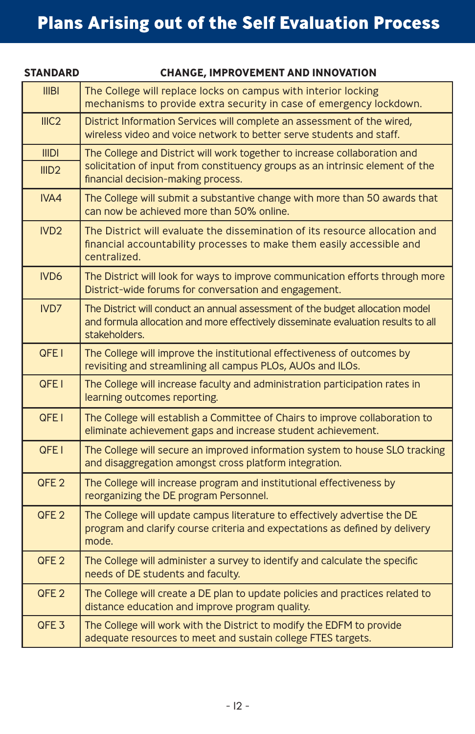# Plans Arising out of the Self Evaluation Process

| STANDARD | CHANGE, IMPROVEMENT AND INNOVATION |
|---|---|
| IIIBI | The College will replace locks on campus with interior locking mechanisms to provide extra security in case of emergency lockdown. |
| IIIC2 | District Information Services will complete an assessment of the wired, wireless video and voice network to better serve students and staff. |
| IIIDI<br>IIID2 | The College and District will work together to increase collaboration and solicitation of input from constituency groups as an intrinsic element of the financial decision-making process. |
| IVA4 | The College will submit a substantive change with more than 50 awards that can now be achieved more than 50% online. |
| IVD2 | The District will evaluate the dissemination of its resource allocation and financial accountability processes to make them easily accessible and centralized. |
| IVD6 | The District will look for ways to improve communication efforts through more District-wide forums for conversation and engagement. |
| IVD7 | The District will conduct an annual assessment of the budget allocation model and formula allocation and more effectively disseminate evaluation results to all stakeholders. |
| QFE I | The College will improve the institutional effectiveness of outcomes by revisiting and streamlining all campus PLOs, AUOs and ILOs. |
| QFE I | The College will increase faculty and administration participation rates in learning outcomes reporting. |
| QFE I | The College will establish a Committee of Chairs to improve collaboration to eliminate achievement gaps and increase student achievement. |
| QFE I | The College will secure an improved information system to house SLO tracking and disaggregation amongst cross platform integration. |
| QFE 2 | The College will increase program and institutional effectiveness by reorganizing the DE program Personnel. |
| QFE 2 | The College will update campus literature to effectively advertise the DE program and clarify course criteria and expectations as defined by delivery mode. |
| QFE 2 | The College will administer a survey to identify and calculate the specific needs of DE students and faculty. |
| QFE 2 | The College will create a DE plan to update policies and practices related to distance education and improve program quality. |
| QFE 3 | The College will work with the District to modify the EDFM to provide adequate resources to meet and sustain college FTES targets. |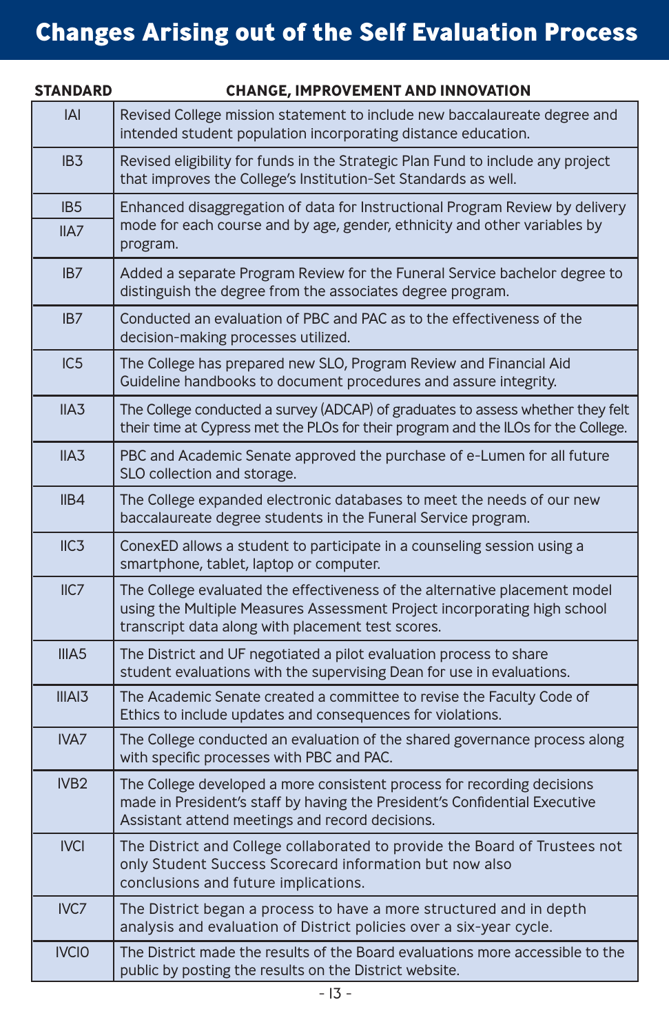# Changes Arising out of the Self Evaluation Process

| STANDARD | CHANGE, IMPROVEMENT AND INNOVATION |
|---|---|
| IAI | Revised College mission statement to include new baccalaureate degree and intended student population incorporating distance education. |
| IB3 | Revised eligibility for funds in the Strategic Plan Fund to include any project that improves the College's Institution-Set Standards as well. |
| IB5<br>IIA7 | Enhanced disaggregation of data for Instructional Program Review by delivery mode for each course and by age, gender, ethnicity and other variables by program. |
| IB7 | Added a separate Program Review for the Funeral Service bachelor degree to distinguish the degree from the associates degree program. |
| IB7 | Conducted an evaluation of PBC and PAC as to the effectiveness of the decision-making processes utilized. |
| IC5 | The College has prepared new SLO, Program Review and Financial Aid Guideline handbooks to document procedures and assure integrity. |
| IIA3 | The College conducted a survey (ADCAP) of graduates to assess whether they felt their time at Cypress met the PLOs for their program and the ILOs for the College. |
| IIA3 | PBC and Academic Senate approved the purchase of e-Lumen for all future SLO collection and storage. |
| IIB4 | The College expanded electronic databases to meet the needs of our new baccalaureate degree students in the Funeral Service program. |
| IIC3 | ConexED allows a student to participate in a counseling session using a smartphone, tablet, laptop or computer. |
| IIC7 | The College evaluated the effectiveness of the alternative placement model using the Multiple Measures Assessment Project incorporating high school transcript data along with placement test scores. |
| IIIA5 | The District and UF negotiated a pilot evaluation process to share student evaluations with the supervising Dean for use in evaluations. |
| IIIAI3 | The Academic Senate created a committee to revise the Faculty Code of Ethics to include updates and consequences for violations. |
| IVA7 | The College conducted an evaluation of the shared governance process along with specific processes with PBC and PAC. |
| IVB2 | The College developed a more consistent process for recording decisions made in President's staff by having the President's Confidential Executive Assistant attend meetings and record decisions. |
| IVCI | The District and College collaborated to provide the Board of Trustees not only Student Success Scorecard information but now also conclusions and future implications. |
| IVC7 | The District began a process to have a more structured and in depth analysis and evaluation of District policies over a six-year cycle. |
| IVCIO | The District made the results of the Board evaluations more accessible to the public by posting the results on the District website. |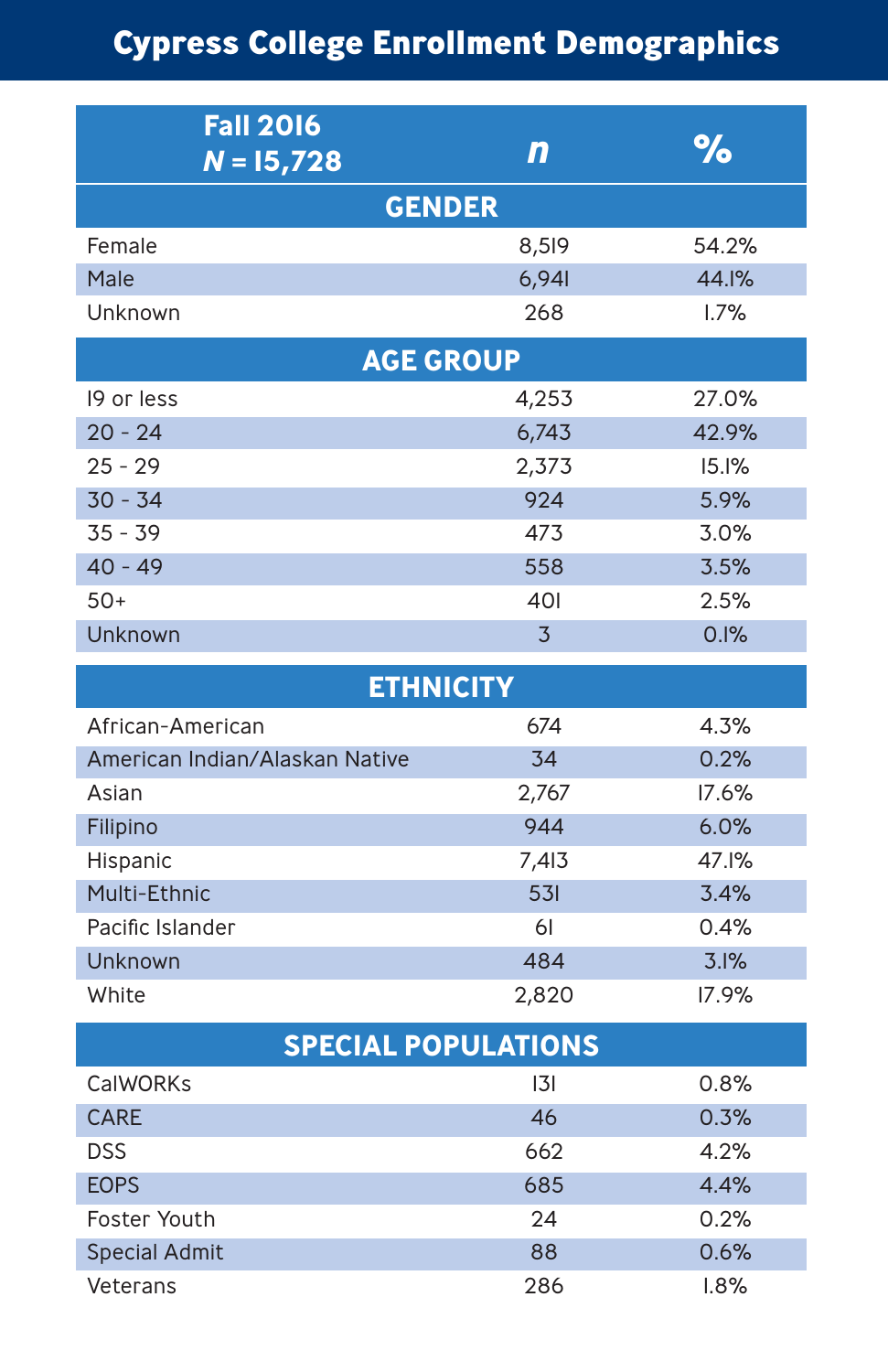# Cypress College Enrollment Demographics

| Fall 2016 *N* = 15,728 | *n* | % |
|---|---|---|
| **GENDER** | | |
| Female | 8,519 | 54.2% |
| Male | 6,941 | 44.1% |
| Unknown | 268 | 1.7% |
| **AGE GROUP** | | |
| 19 or less | 4,253 | 27.0% |
| 20 - 24 | 6,743 | 42.9% |
| 25 - 29 | 2,373 | 15.1% |
| 30 - 34 | 924 | 5.9% |
| 35 - 39 | 473 | 3.0% |
| 40 - 49 | 558 | 3.5% |
| 50+ | 401 | 2.5% |
| Unknown | 3 | 0.1% |
| **ETHNICITY** | | |
| African-American | 674 | 4.3% |
| American Indian/Alaskan Native | 34 | 0.2% |
| Asian | 2,767 | 17.6% |
| Filipino | 944 | 6.0% |
| Hispanic | 7,413 | 47.1% |
| Multi-Ethnic | 531 | 3.4% |
| Pacific Islander | 61 | 0.4% |
| Unknown | 484 | 3.1% |
| White | 2,820 | 17.9% |
| **SPECIAL POPULATIONS** | | |
| CalWORKs | 131 | 0.8% |
| CARE | 46 | 0.3% |
| DSS | 662 | 4.2% |
| EOPS | 685 | 4.4% |
| Foster Youth | 24 | 0.2% |
| Special Admit | 88 | 0.6% |
| Veterans | 286 | 1.8% |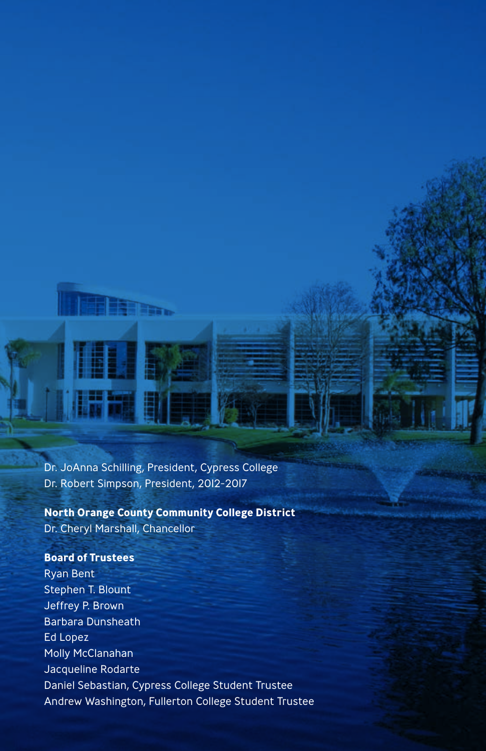Dr. JoAnna Schilling, President, Cypress College
Dr. Robert Simpson, President, 2012-2017

**North Orange County Community College District**
Dr. Cheryl Marshall, Chancellor

**Board of Trustees**
Ryan Bent
Stephen T. Blount
Jeffrey P. Brown
Barbara Dunsheath
Ed Lopez
Molly McClanahan
Jacqueline Rodarte
Daniel Sebastian, Cypress College Student Trustee
Andrew Washington, Fullerton College Student Trustee